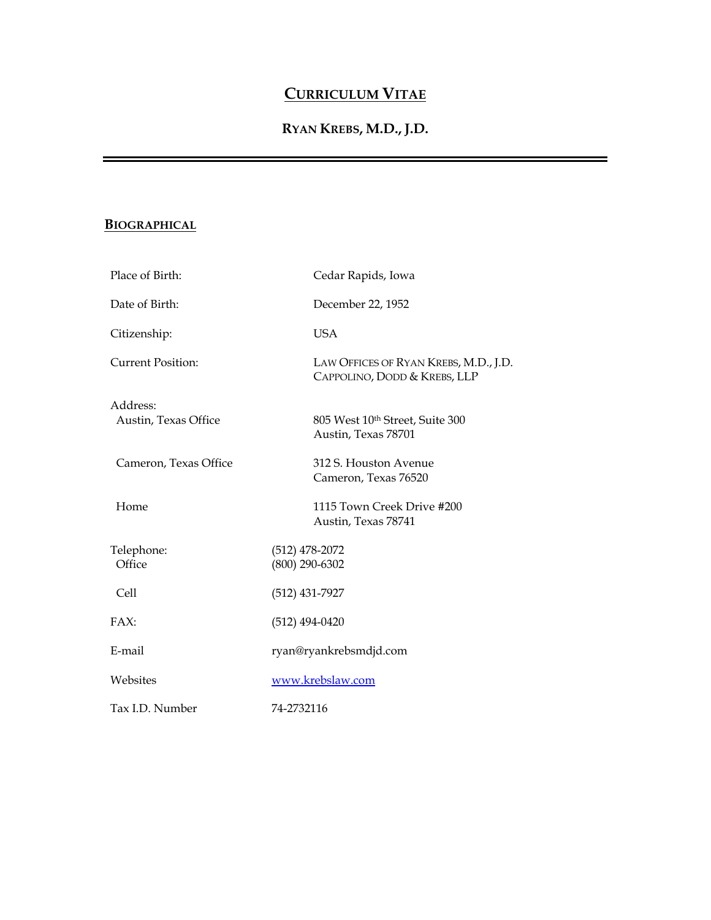# CURRICULUM VITAE

## RYAN KREBS, M.D., J.D.

---

## BIOGRAPHICAL

| | |
|---|---|
| Place of Birth: | Cedar Rapids, Iowa |
| Date of Birth: | December 22, 1952 |
| Citizenship: | USA |
| Current Position: | LAW OFFICES OF RYAN KREBS, M.D., J.D.<br>CAPPOLINO, DODD & KREBS, LLP |
| Address: | |
| Austin, Texas Office | 805 West 10th Street, Suite 300<br>Austin, Texas 78701 |
| Cameron, Texas Office | 312 S. Houston Avenue<br>Cameron, Texas 76520 |
| Home | 1115 Town Creek Drive #200<br>Austin, Texas 78741 |
| Telephone:<br>Office | (512) 478-2072<br>(800) 290-6302 |
| Cell | (512) 431-7927 |
| FAX: | (512) 494-0420 |
| E-mail | ryan@ryankrebsmdjd.com |
| Websites | www.krebslaw.com |
| Tax I.D. Number | 74-2732116 |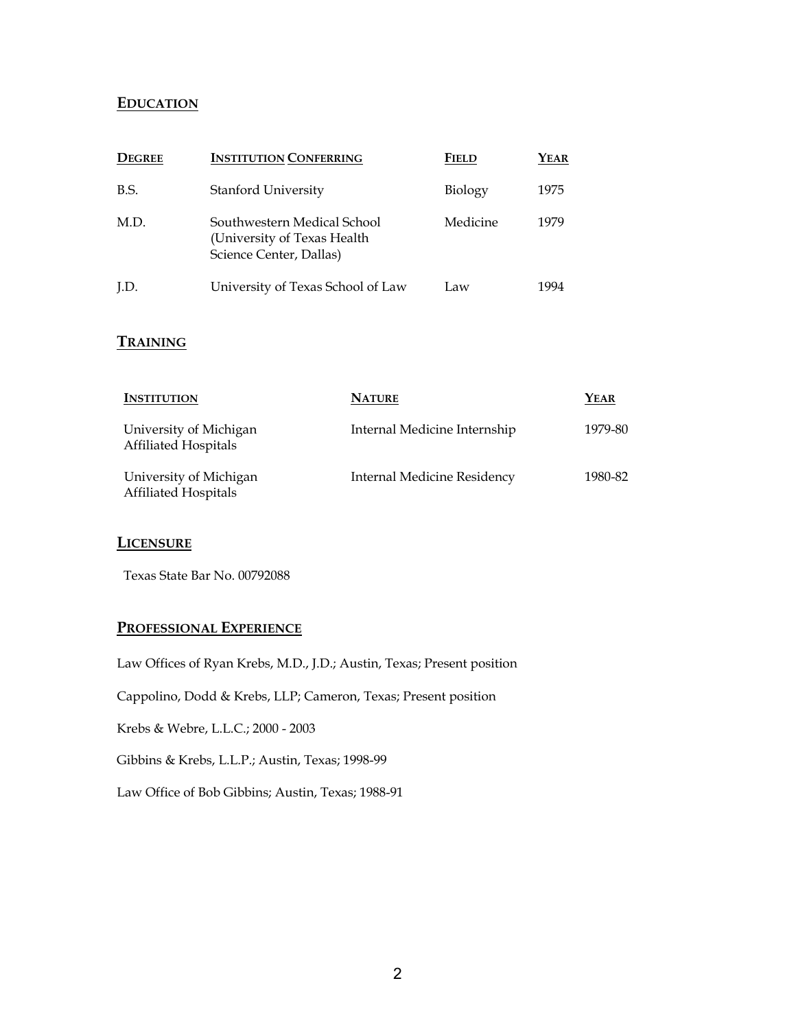## EDUCATION

| DEGREE | INSTITUTION CONFERRING | FIELD | YEAR |
| --- | --- | --- | --- |
| B.S. | Stanford University | Biology | 1975 |
| M.D. | Southwestern Medical School (University of Texas Health Science Center, Dallas) | Medicine | 1979 |
| J.D. | University of Texas School of Law | Law | 1994 |

## TRAINING

| INSTITUTION | NATURE | YEAR |
| --- | --- | --- |
| University of Michigan Affiliated Hospitals | Internal Medicine Internship | 1979-80 |
| University of Michigan Affiliated Hospitals | Internal Medicine Residency | 1980-82 |

## LICENSURE

Texas State Bar No. 00792088

## PROFESSIONAL EXPERIENCE

Law Offices of Ryan Krebs, M.D., J.D.; Austin, Texas; Present position

Cappolino, Dodd & Krebs, LLP; Cameron, Texas; Present position

Krebs & Webre, L.L.C.; 2000 - 2003

Gibbins & Krebs, L.L.P.; Austin, Texas; 1998-99

Law Office of Bob Gibbins; Austin, Texas; 1988-91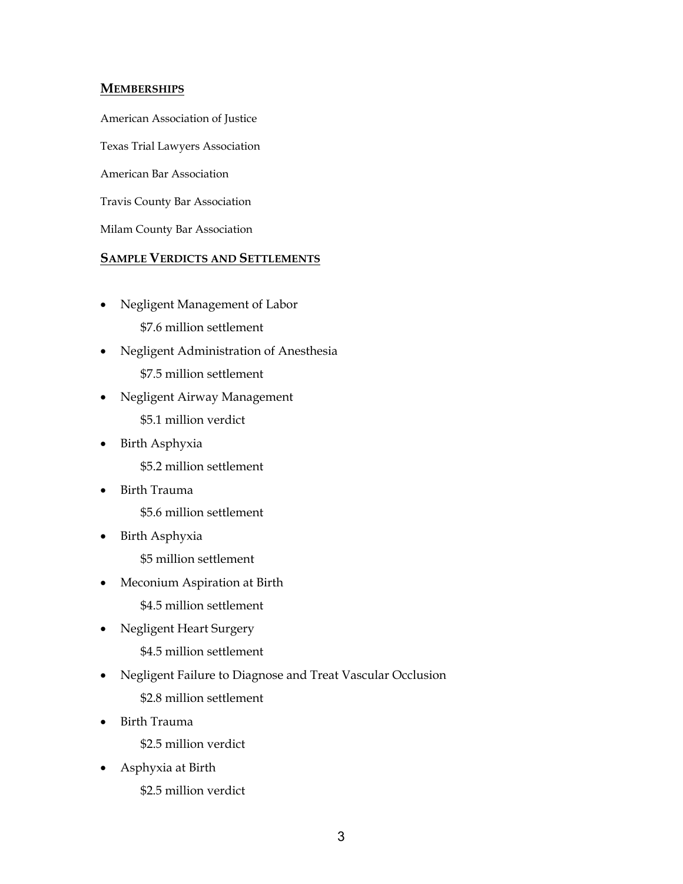## MEMBERSHIPS

American Association of Justice

Texas Trial Lawyers Association

American Bar Association

Travis County Bar Association

Milam County Bar Association

## SAMPLE VERDICTS AND SETTLEMENTS

- Negligent Management of Labor
  $7.6 million settlement
- Negligent Administration of Anesthesia
  $7.5 million settlement
- Negligent Airway Management
  $5.1 million verdict
- Birth Asphyxia
  $5.2 million settlement
- Birth Trauma
  $5.6 million settlement
- Birth Asphyxia
  $5 million settlement
- Meconium Aspiration at Birth
  $4.5 million settlement
- Negligent Heart Surgery
  $4.5 million settlement
- Negligent Failure to Diagnose and Treat Vascular Occlusion
  $2.8 million settlement
- Birth Trauma
  $2.5 million verdict
- Asphyxia at Birth
  $2.5 million verdict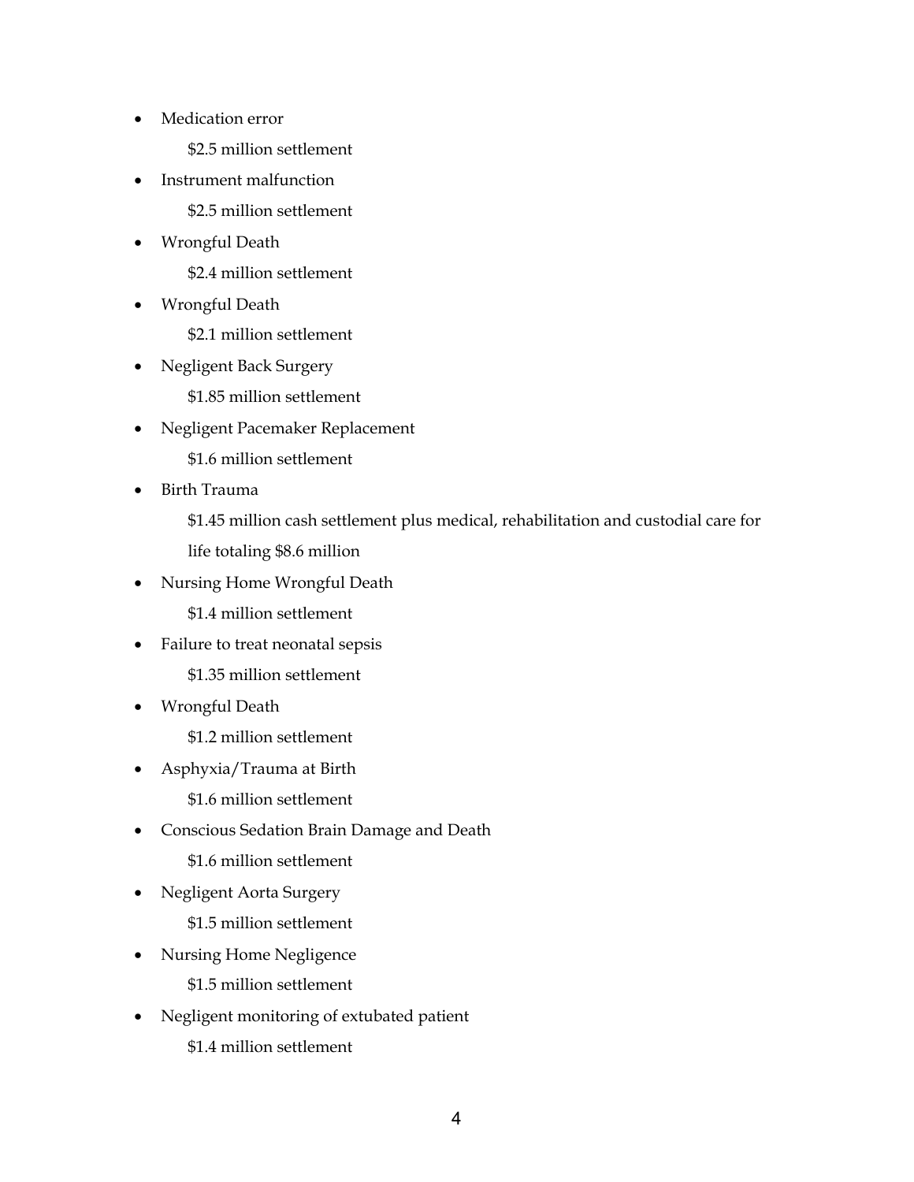- Medication error

  $2.5 million settlement

- Instrument malfunction

  $2.5 million settlement

- Wrongful Death

  $2.4 million settlement

- Wrongful Death

  $2.1 million settlement

- Negligent Back Surgery

  $1.85 million settlement

- Negligent Pacemaker Replacement

  $1.6 million settlement

- Birth Trauma

  $1.45 million cash settlement plus medical, rehabilitation and custodial care for life totaling $8.6 million

- Nursing Home Wrongful Death

  $1.4 million settlement

- Failure to treat neonatal sepsis

  $1.35 million settlement

- Wrongful Death

  $1.2 million settlement

- Asphyxia/Trauma at Birth

  $1.6 million settlement

- Conscious Sedation Brain Damage and Death

  $1.6 million settlement

- Negligent Aorta Surgery

  $1.5 million settlement

- Nursing Home Negligence

  $1.5 million settlement

- Negligent monitoring of extubated patient

  $1.4 million settlement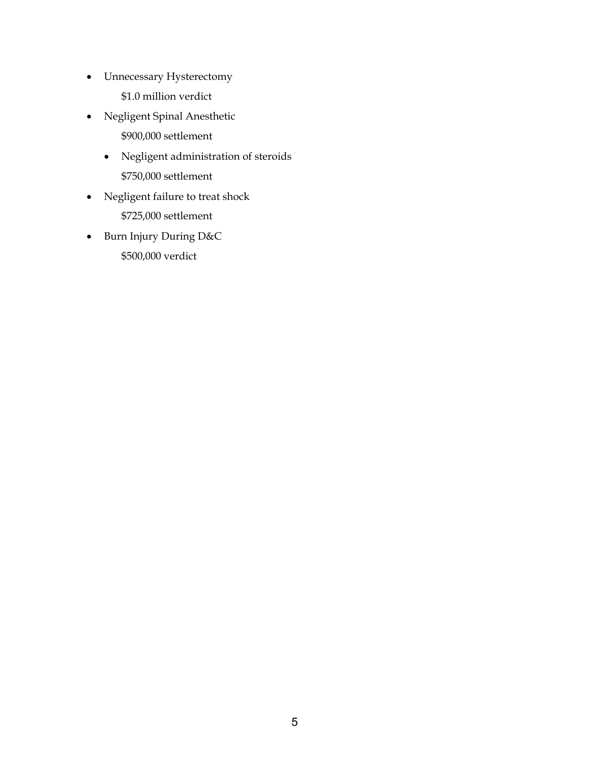- Unnecessary Hysterectomy

  $1.0 million verdict

- Negligent Spinal Anesthetic

  $900,000 settlement

  - Negligent administration of steroids

    $750,000 settlement

- Negligent failure to treat shock

  $725,000 settlement

- Burn Injury During D&C

  $500,000 verdict